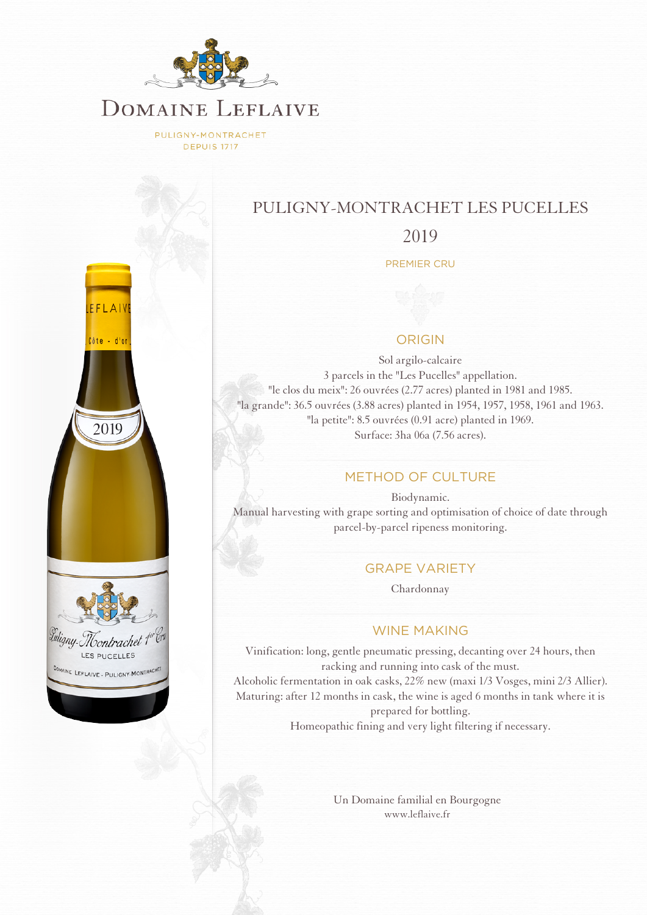# Domaine Leflaive

PULIGNY-MONTRACHET
DEPUIS 1717

## PULIGNY-MONTRACHET LES PUCELLES

## 2019

PREMIER CRU

### ORIGIN

Sol argilo-calcaire
3 parcels in the "Les Pucelles" appellation.
"le clos du meix": 26 ouvrées (2.77 acres) planted in 1981 and 1985.
"la grande": 36.5 ouvrées (3.88 acres) planted in 1954, 1957, 1958, 1961 and 1963.
"la petite": 8.5 ouvrées (0.91 acre) planted in 1969.
Surface: 3ha 06a (7.56 acres).

### METHOD OF CULTURE

Biodynamic.
Manual harvesting with grape sorting and optimisation of choice of date through parcel-by-parcel ripeness monitoring.

### GRAPE VARIETY

Chardonnay

### WINE MAKING

Vinification: long, gentle pneumatic pressing, decanting over 24 hours, then racking and running into cask of the must.
Alcoholic fermentation in oak casks, 22% new (maxi 1/3 Vosges, mini 2/3 Allier).
Maturing: after 12 months in cask, the wine is aged 6 months in tank where it is prepared for bottling.
Homeopathic fining and very light filtering if necessary.

Un Domaine familial en Bourgogne
www.leflaive.fr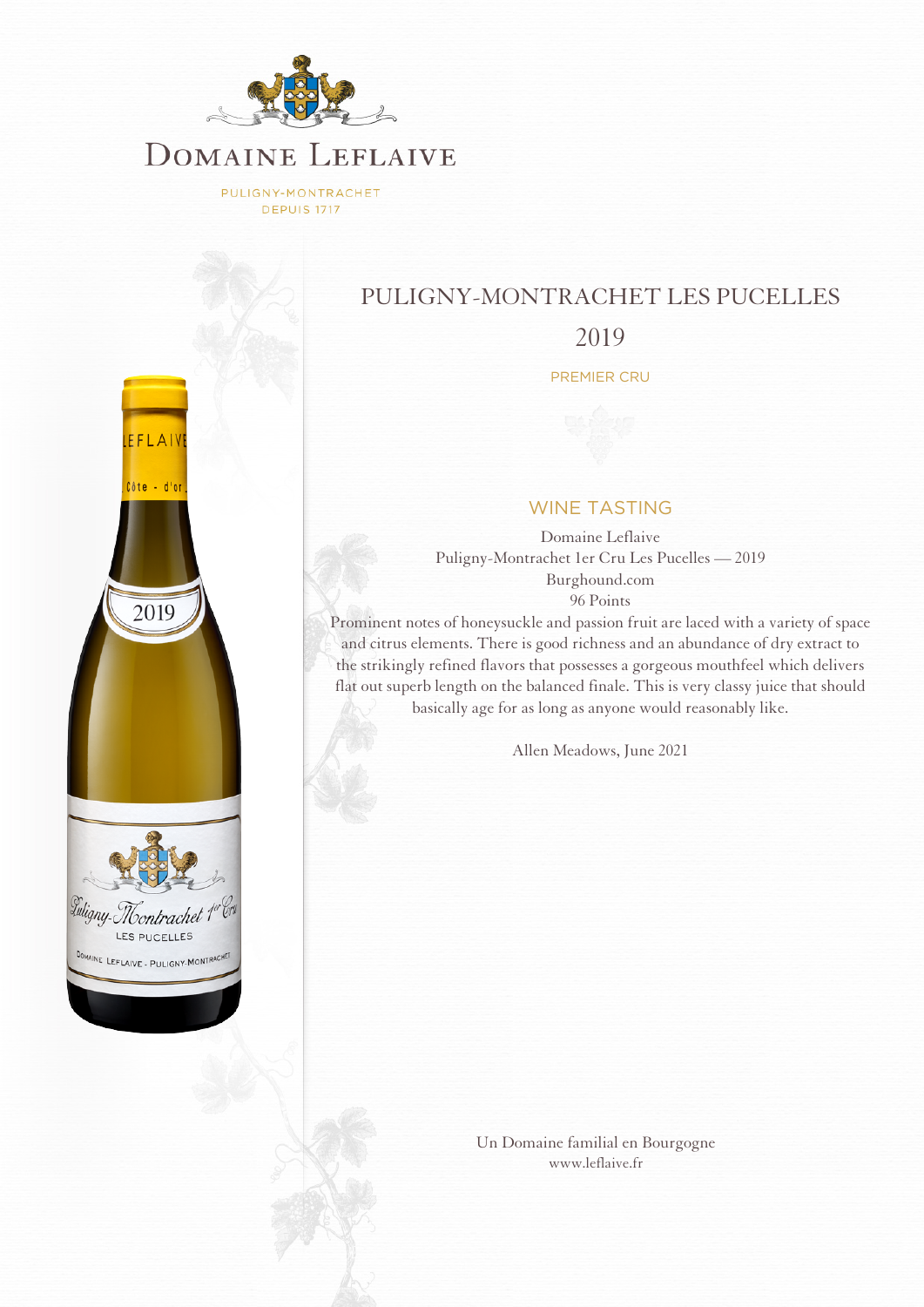# Domaine Leflaive

PULIGNY-MONTRACHET
DEPUIS 1717

## PULIGNY-MONTRACHET LES PUCELLES

## 2019

PREMIER CRU

### WINE TASTING

Domaine Leflaive
Puligny-Montrachet 1er Cru Les Pucelles — 2019
Burghound.com
96 Points

Prominent notes of honeysuckle and passion fruit are laced with a variety of space and citrus elements. There is good richness and an abundance of dry extract to the strikingly refined flavors that possesses a gorgeous mouthfeel which delivers flat out superb length on the balanced finale. This is very classy juice that should basically age for as long as anyone would reasonably like.

Allen Meadows, June 2021

Un Domaine familial en Bourgogne
www.leflaive.fr